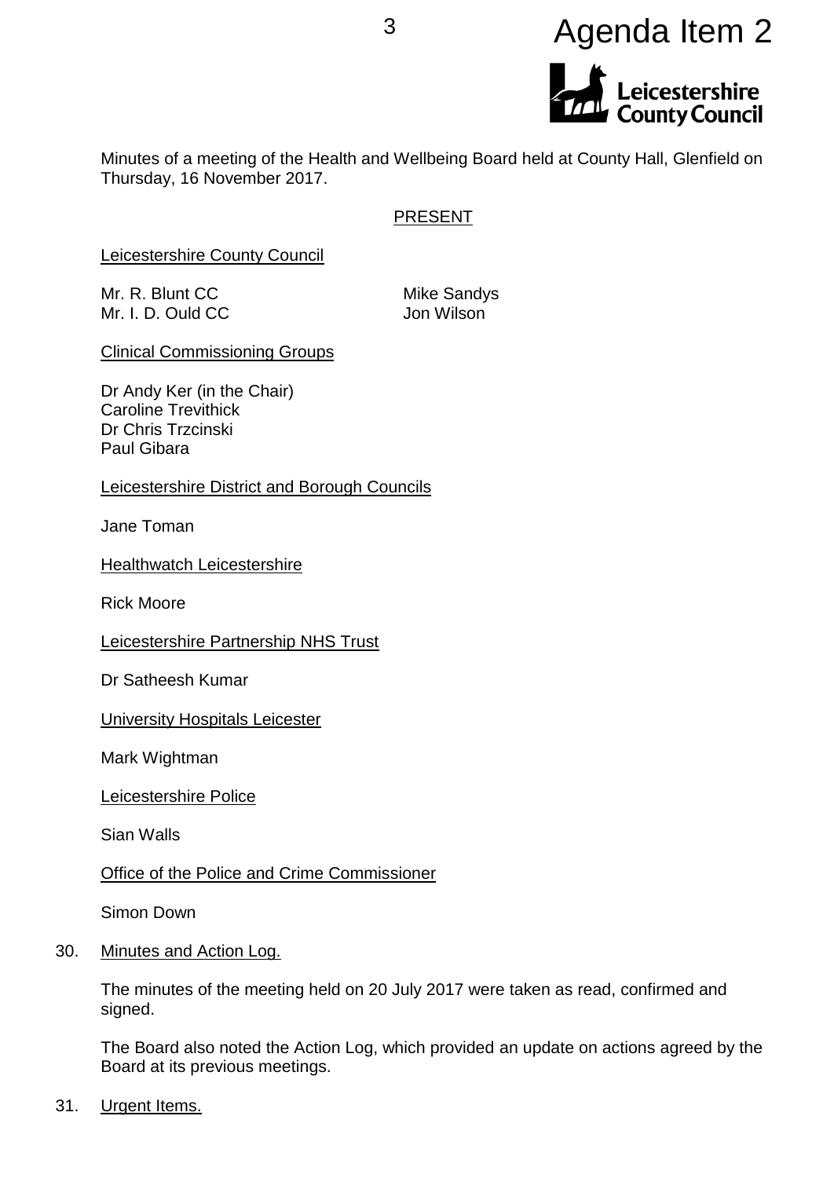Agenda Item 2

Leicestershire County Council

Minutes of a meeting of the Health and Wellbeing Board held at County Hall, Glenfield on Thursday, 16 November 2017.

PRESENT

Leicestershire County Council

Mr. R. Blunt CC
Mr. I. D. Ould CC
Mike Sandys
Jon Wilson

Clinical Commissioning Groups

Dr Andy Ker (in the Chair)
Caroline Trevithick
Dr Chris Trzcinski
Paul Gibara

Leicestershire District and Borough Councils

Jane Toman

Healthwatch Leicestershire

Rick Moore

Leicestershire Partnership NHS Trust

Dr Satheesh Kumar

University Hospitals Leicester

Mark Wightman

Leicestershire Police

Sian Walls

Office of the Police and Crime Commissioner

Simon Down

30. Minutes and Action Log.

The minutes of the meeting held on 20 July 2017 were taken as read, confirmed and signed.

The Board also noted the Action Log, which provided an update on actions agreed by the Board at its previous meetings.

31. Urgent Items.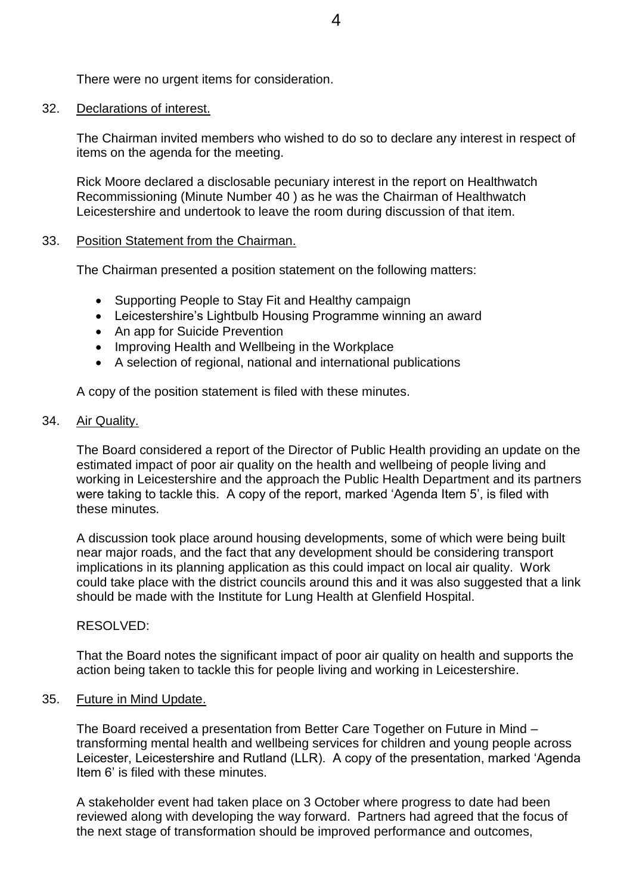There were no urgent items for consideration.

32. Declarations of interest.

The Chairman invited members who wished to do so to declare any interest in respect of items on the agenda for the meeting.

Rick Moore declared a disclosable pecuniary interest in the report on Healthwatch Recommissioning (Minute Number 40 ) as he was the Chairman of Healthwatch Leicestershire and undertook to leave the room during discussion of that item.

33. Position Statement from the Chairman.

The Chairman presented a position statement on the following matters:

- Supporting People to Stay Fit and Healthy campaign
- Leicestershire's Lightbulb Housing Programme winning an award
- An app for Suicide Prevention
- Improving Health and Wellbeing in the Workplace
- A selection of regional, national and international publications

A copy of the position statement is filed with these minutes.

34. Air Quality.

The Board considered a report of the Director of Public Health providing an update on the estimated impact of poor air quality on the health and wellbeing of people living and working in Leicestershire and the approach the Public Health Department and its partners were taking to tackle this. A copy of the report, marked 'Agenda Item 5', is filed with these minutes.

A discussion took place around housing developments, some of which were being built near major roads, and the fact that any development should be considering transport implications in its planning application as this could impact on local air quality. Work could take place with the district councils around this and it was also suggested that a link should be made with the Institute for Lung Health at Glenfield Hospital.

RESOLVED:

That the Board notes the significant impact of poor air quality on health and supports the action being taken to tackle this for people living and working in Leicestershire.

35. Future in Mind Update.

The Board received a presentation from Better Care Together on Future in Mind – transforming mental health and wellbeing services for children and young people across Leicester, Leicestershire and Rutland (LLR). A copy of the presentation, marked 'Agenda Item 6' is filed with these minutes.

A stakeholder event had taken place on 3 October where progress to date had been reviewed along with developing the way forward. Partners had agreed that the focus of the next stage of transformation should be improved performance and outcomes,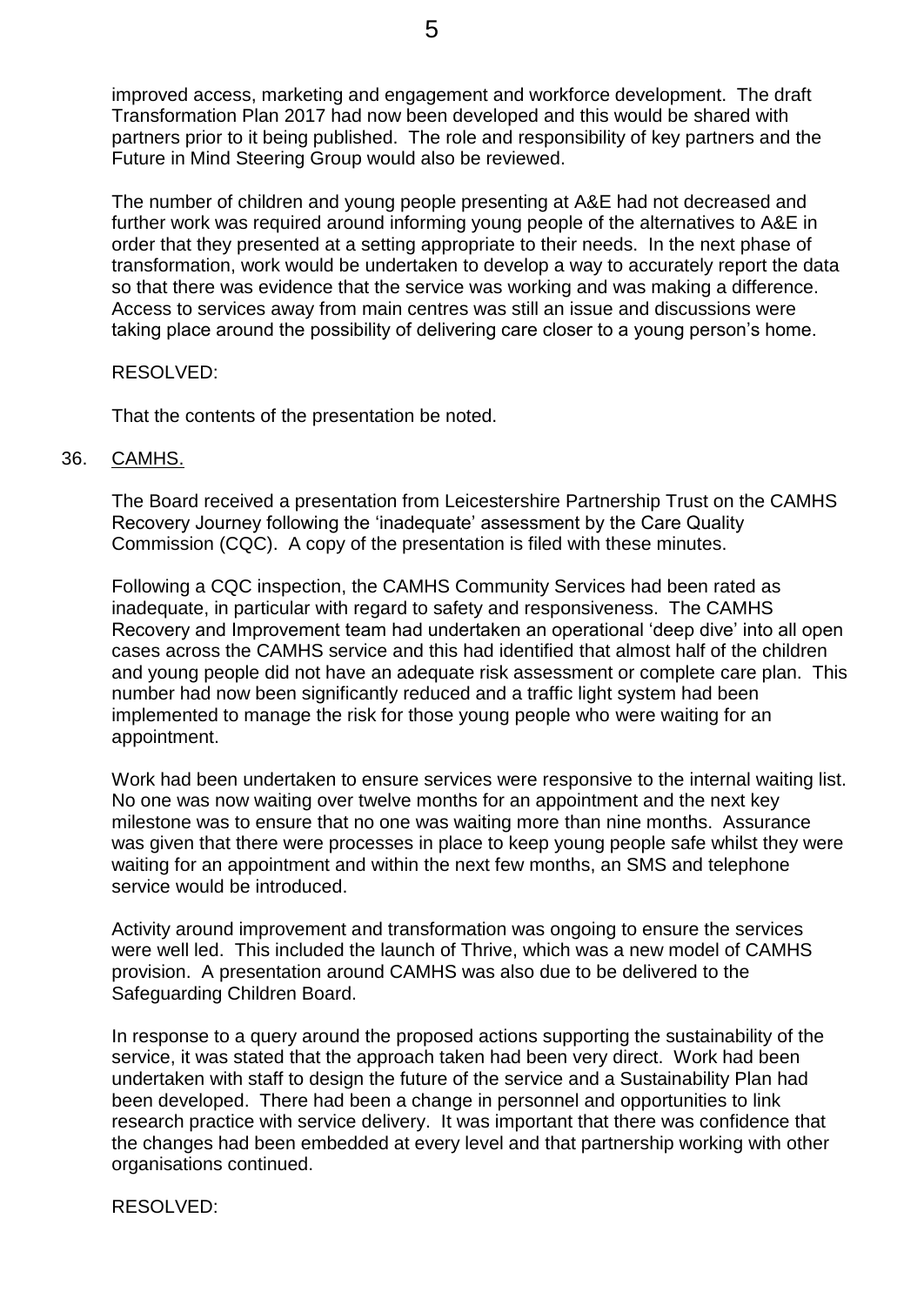improved access, marketing and engagement and workforce development. The draft Transformation Plan 2017 had now been developed and this would be shared with partners prior to it being published. The role and responsibility of key partners and the Future in Mind Steering Group would also be reviewed.

The number of children and young people presenting at A&E had not decreased and further work was required around informing young people of the alternatives to A&E in order that they presented at a setting appropriate to their needs. In the next phase of transformation, work would be undertaken to develop a way to accurately report the data so that there was evidence that the service was working and was making a difference. Access to services away from main centres was still an issue and discussions were taking place around the possibility of delivering care closer to a young person's home.

RESOLVED:

That the contents of the presentation be noted.

36. CAMHS.

The Board received a presentation from Leicestershire Partnership Trust on the CAMHS Recovery Journey following the 'inadequate' assessment by the Care Quality Commission (CQC). A copy of the presentation is filed with these minutes.

Following a CQC inspection, the CAMHS Community Services had been rated as inadequate, in particular with regard to safety and responsiveness. The CAMHS Recovery and Improvement team had undertaken an operational 'deep dive' into all open cases across the CAMHS service and this had identified that almost half of the children and young people did not have an adequate risk assessment or complete care plan. This number had now been significantly reduced and a traffic light system had been implemented to manage the risk for those young people who were waiting for an appointment.

Work had been undertaken to ensure services were responsive to the internal waiting list. No one was now waiting over twelve months for an appointment and the next key milestone was to ensure that no one was waiting more than nine months. Assurance was given that there were processes in place to keep young people safe whilst they were waiting for an appointment and within the next few months, an SMS and telephone service would be introduced.

Activity around improvement and transformation was ongoing to ensure the services were well led. This included the launch of Thrive, which was a new model of CAMHS provision. A presentation around CAMHS was also due to be delivered to the Safeguarding Children Board.

In response to a query around the proposed actions supporting the sustainability of the service, it was stated that the approach taken had been very direct. Work had been undertaken with staff to design the future of the service and a Sustainability Plan had been developed. There had been a change in personnel and opportunities to link research practice with service delivery. It was important that there was confidence that the changes had been embedded at every level and that partnership working with other organisations continued.

RESOLVED: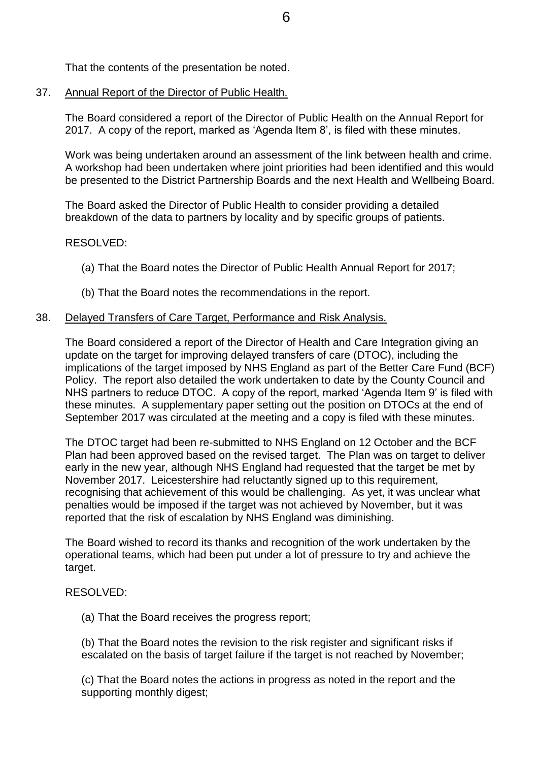That the contents of the presentation be noted.

37. Annual Report of the Director of Public Health.

The Board considered a report of the Director of Public Health on the Annual Report for 2017. A copy of the report, marked as 'Agenda Item 8', is filed with these minutes.

Work was being undertaken around an assessment of the link between health and crime. A workshop had been undertaken where joint priorities had been identified and this would be presented to the District Partnership Boards and the next Health and Wellbeing Board.

The Board asked the Director of Public Health to consider providing a detailed breakdown of the data to partners by locality and by specific groups of patients.

RESOLVED:

(a) That the Board notes the Director of Public Health Annual Report for 2017;

(b) That the Board notes the recommendations in the report.

38. Delayed Transfers of Care Target, Performance and Risk Analysis.

The Board considered a report of the Director of Health and Care Integration giving an update on the target for improving delayed transfers of care (DTOC), including the implications of the target imposed by NHS England as part of the Better Care Fund (BCF) Policy. The report also detailed the work undertaken to date by the County Council and NHS partners to reduce DTOC. A copy of the report, marked 'Agenda Item 9' is filed with these minutes. A supplementary paper setting out the position on DTOCs at the end of September 2017 was circulated at the meeting and a copy is filed with these minutes.

The DTOC target had been re-submitted to NHS England on 12 October and the BCF Plan had been approved based on the revised target. The Plan was on target to deliver early in the new year, although NHS England had requested that the target be met by November 2017. Leicestershire had reluctantly signed up to this requirement, recognising that achievement of this would be challenging. As yet, it was unclear what penalties would be imposed if the target was not achieved by November, but it was reported that the risk of escalation by NHS England was diminishing.

The Board wished to record its thanks and recognition of the work undertaken by the operational teams, which had been put under a lot of pressure to try and achieve the target.

RESOLVED:

(a) That the Board receives the progress report;

(b) That the Board notes the revision to the risk register and significant risks if escalated on the basis of target failure if the target is not reached by November;

(c) That the Board notes the actions in progress as noted in the report and the supporting monthly digest;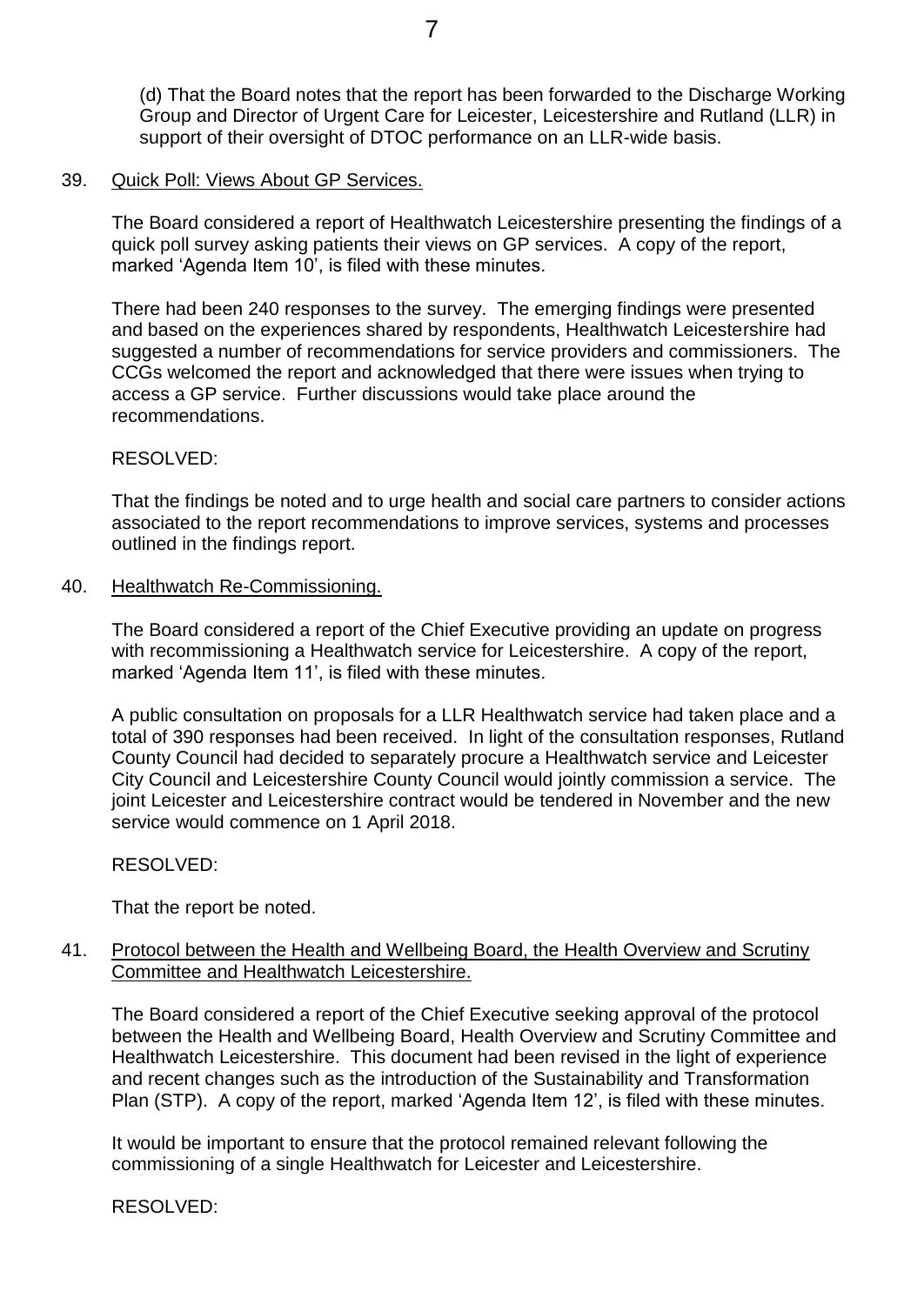(d) That the Board notes that the report has been forwarded to the Discharge Working Group and Director of Urgent Care for Leicester, Leicestershire and Rutland (LLR) in support of their oversight of DTOC performance on an LLR-wide basis.

39. <u>Quick Poll: Views About GP Services.</u>

The Board considered a report of Healthwatch Leicestershire presenting the findings of a quick poll survey asking patients their views on GP services. A copy of the report, marked 'Agenda Item 10', is filed with these minutes.

There had been 240 responses to the survey. The emerging findings were presented and based on the experiences shared by respondents, Healthwatch Leicestershire had suggested a number of recommendations for service providers and commissioners. The CCGs welcomed the report and acknowledged that there were issues when trying to access a GP service. Further discussions would take place around the recommendations.

RESOLVED:

That the findings be noted and to urge health and social care partners to consider actions associated to the report recommendations to improve services, systems and processes outlined in the findings report.

40. <u>Healthwatch Re-Commissioning.</u>

The Board considered a report of the Chief Executive providing an update on progress with recommissioning a Healthwatch service for Leicestershire. A copy of the report, marked 'Agenda Item 11', is filed with these minutes.

A public consultation on proposals for a LLR Healthwatch service had taken place and a total of 390 responses had been received. In light of the consultation responses, Rutland County Council had decided to separately procure a Healthwatch service and Leicester City Council and Leicestershire County Council would jointly commission a service. The joint Leicester and Leicestershire contract would be tendered in November and the new service would commence on 1 April 2018.

RESOLVED:

That the report be noted.

41. <u>Protocol between the Health and Wellbeing Board, the Health Overview and Scrutiny Committee and Healthwatch Leicestershire.</u>

The Board considered a report of the Chief Executive seeking approval of the protocol between the Health and Wellbeing Board, Health Overview and Scrutiny Committee and Healthwatch Leicestershire. This document had been revised in the light of experience and recent changes such as the introduction of the Sustainability and Transformation Plan (STP). A copy of the report, marked 'Agenda Item 12', is filed with these minutes.

It would be important to ensure that the protocol remained relevant following the commissioning of a single Healthwatch for Leicester and Leicestershire.

RESOLVED: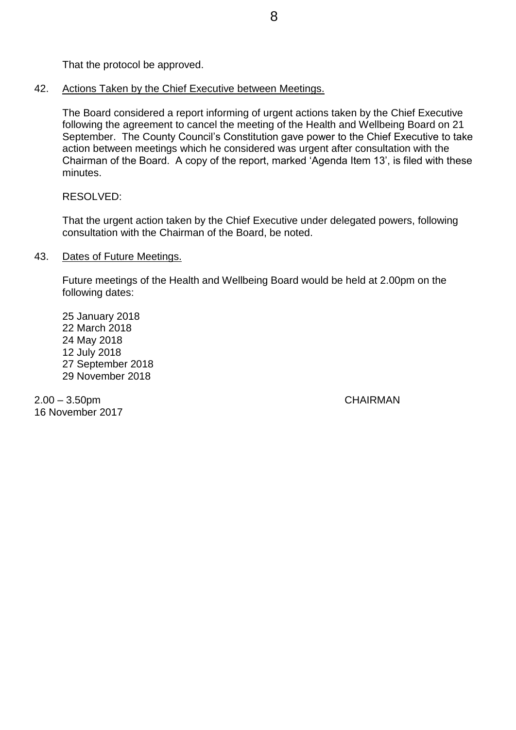That the protocol be approved.

42. <u>Actions Taken by the Chief Executive between Meetings.</u>

The Board considered a report informing of urgent actions taken by the Chief Executive following the agreement to cancel the meeting of the Health and Wellbeing Board on 21 September. The County Council's Constitution gave power to the Chief Executive to take action between meetings which he considered was urgent after consultation with the Chairman of the Board. A copy of the report, marked 'Agenda Item 13', is filed with these minutes.

RESOLVED:

That the urgent action taken by the Chief Executive under delegated powers, following consultation with the Chairman of the Board, be noted.

43. <u>Dates of Future Meetings.</u>

Future meetings of the Health and Wellbeing Board would be held at 2.00pm on the following dates:

25 January 2018
22 March 2018
24 May 2018
12 July 2018
27 September 2018
29 November 2018

2.00 – 3.50pm CHAIRMAN
16 November 2017